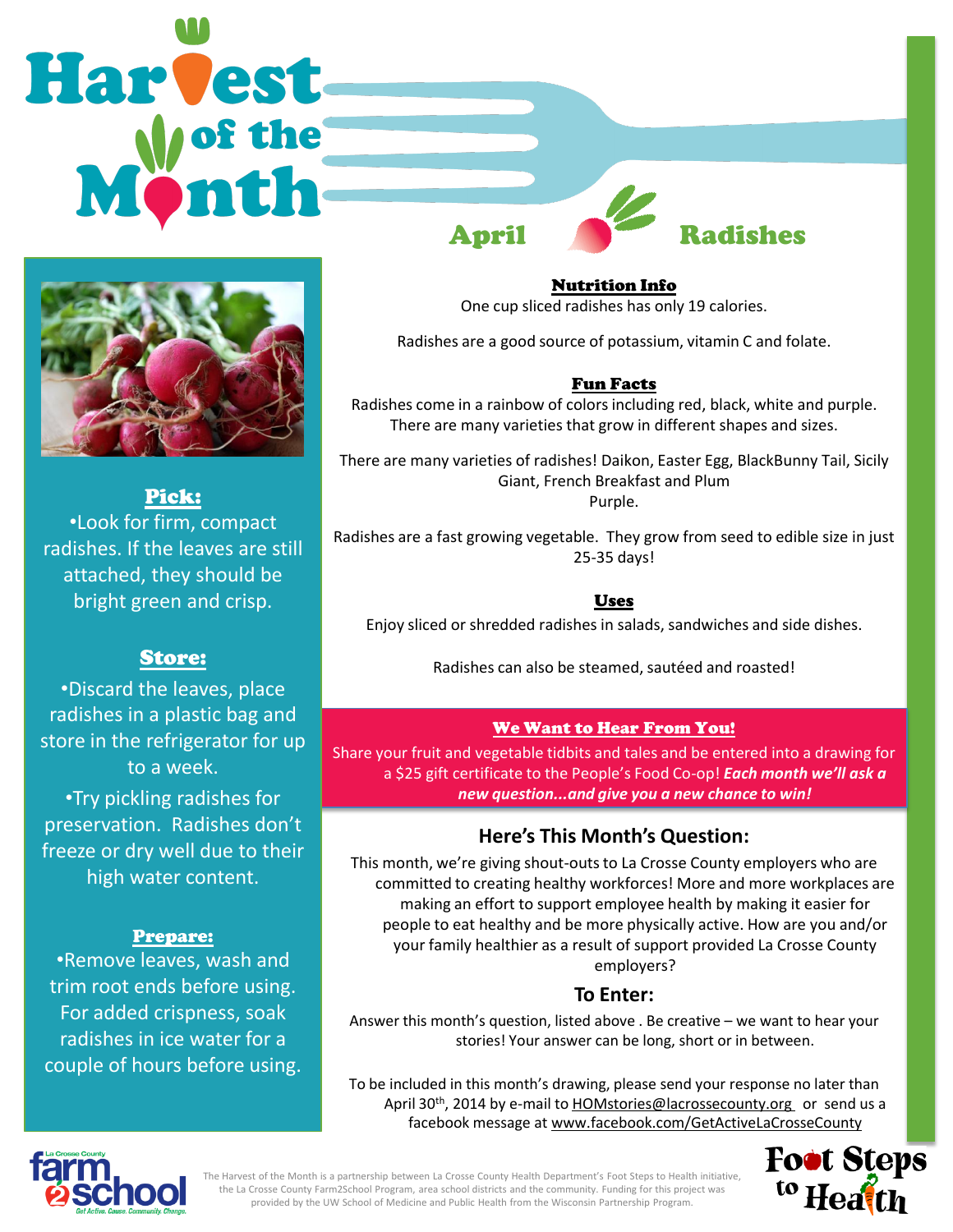# Harvest of the Month

## April Radishes

### Pick:

- Look for firm, compact radishes. If the leaves are still attached, they should be bright green and crisp.

### Store:

- Discard the leaves, place radishes in a plastic bag and store in the refrigerator for up to a week.
- Try pickling radishes for preservation. Radishes don't freeze or dry well due to their high water content.

### Prepare:

- Remove leaves, wash and trim root ends before using. For added crispness, soak radishes in ice water for a couple of hours before using.

### Nutrition Info

One cup sliced radishes has only 19 calories.

Radishes are a good source of potassium, vitamin C and folate.

### Fun Facts

Radishes come in a rainbow of colors including red, black, white and purple. There are many varieties that grow in different shapes and sizes.

There are many varieties of radishes! Daikon, Easter Egg, BlackBunny Tail, Sicily Giant, French Breakfast and Plum Purple.

Radishes are a fast growing vegetable. They grow from seed to edible size in just 25-35 days!

### Uses

Enjoy sliced or shredded radishes in salads, sandwiches and side dishes.

Radishes can also be steamed, sautéed and roasted!

### We Want to Hear From You!

Share your fruit and vegetable tidbits and tales and be entered into a drawing for a $25 gift certificate to the People's Food Co-op! ***Each month we'll ask a new question...and give you a new chance to win!***

### Here's This Month's Question:

This month, we're giving shout-outs to La Crosse County employers who are committed to creating healthy workforces! More and more workplaces are making an effort to support employee health by making it easier for people to eat healthy and be more physically active. How are you and/or your family healthier as a result of support provided La Crosse County employers?

### To Enter:

Answer this month's question, listed above . Be creative – we want to hear your stories! Your answer can be long, short or in between.

To be included in this month's drawing, please send your response no later than April 30th, 2014 by e-mail to HOMstories@lacrossecounty.org or send us a facebook message at www.facebook.com/GetActiveLaCrosseCounty

La Crosse County farm2school — Get Active. Cause. Community. Change.

The Harvest of the Month is a partnership between La Crosse County Health Department's Foot Steps to Health initiative, the La Crosse County Farm2School Program, area school districts and the community. Funding for this project was provided by the UW School of Medicine and Public Health from the Wisconsin Partnership Program.

Foot Steps to Health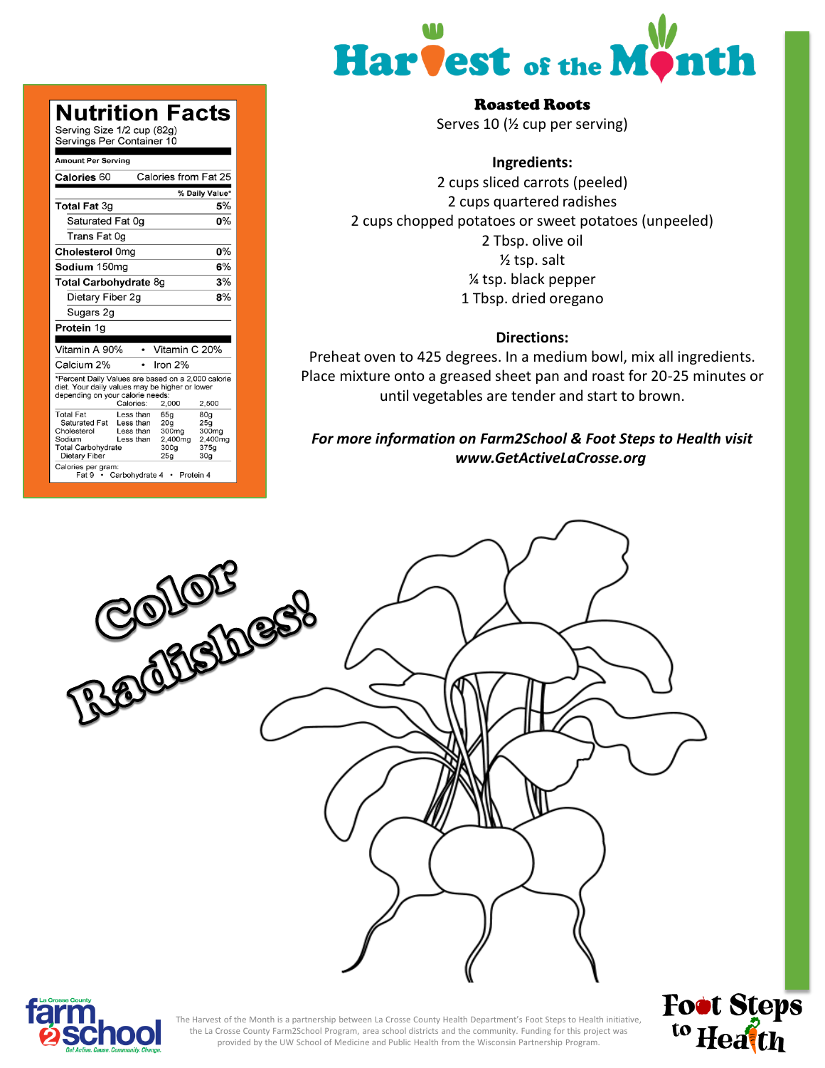# Harvest of the Month

## Nutrition Facts

Serving Size 1/2 cup (82g)
Servings Per Container 10

**Amount Per Serving**

| | |
|---|---|
| **Calories** 60 | Calories from Fat 25 |
| | % Daily Value* |
| **Total Fat** 3g | 5% |
| Saturated Fat 0g | 0% |
| Trans Fat 0g | |
| **Cholesterol** 0mg | 0% |
| **Sodium** 150mg | 6% |
| **Total Carbohydrate** 8g | 3% |
| Dietary Fiber 2g | 8% |
| Sugars 2g | |
| **Protein** 1g | |
| Vitamin A 90% | • Vitamin C 20% |
| Calcium 2% | • Iron 2% |

*Percent Daily Values are based on a 2,000 calorie diet. Your daily values may be higher or lower depending on your calorie needs:

| | Calories: | 2,000 | 2,500 |
|---|---|---|---|
| Total Fat | Less than | 65g | 80g |
| Saturated Fat | Less than | 20g | 25g |
| Cholesterol | Less than | 300mg | 300mg |
| Sodium | Less than | 2,400mg | 2,400mg |
| Total Carbohydrate | | 300g | 375g |
| Dietary Fiber | | 25g | 30g |

Calories per gram:
Fat 9 • Carbohydrate 4 • Protein 4

## Roasted Roots

Serves 10 (½ cup per serving)

**Ingredients:**

2 cups sliced carrots (peeled)
2 cups quartered radishes
2 cups chopped potatoes or sweet potatoes (unpeeled)
2 Tbsp. olive oil
½ tsp. salt
¼ tsp. black pepper
1 Tbsp. dried oregano

**Directions:**

Preheat oven to 425 degrees. In a medium bowl, mix all ingredients. Place mixture onto a greased sheet pan and roast for 20-25 minutes or until vegetables are tender and start to brown.

***For more information on Farm2School & Foot Steps to Health visit www.GetActiveLaCrosse.org***

**Color Radishes!**

The Harvest of the Month is a partnership between La Crosse County Health Department's Foot Steps to Health initiative, the La Crosse County Farm2School Program, area school districts and the community. Funding for this project was provided by the UW School of Medicine and Public Health from the Wisconsin Partnership Program.

La Crosse County farm 2 school — Get Active. Cause. Community. Change.

Foot Steps to Health